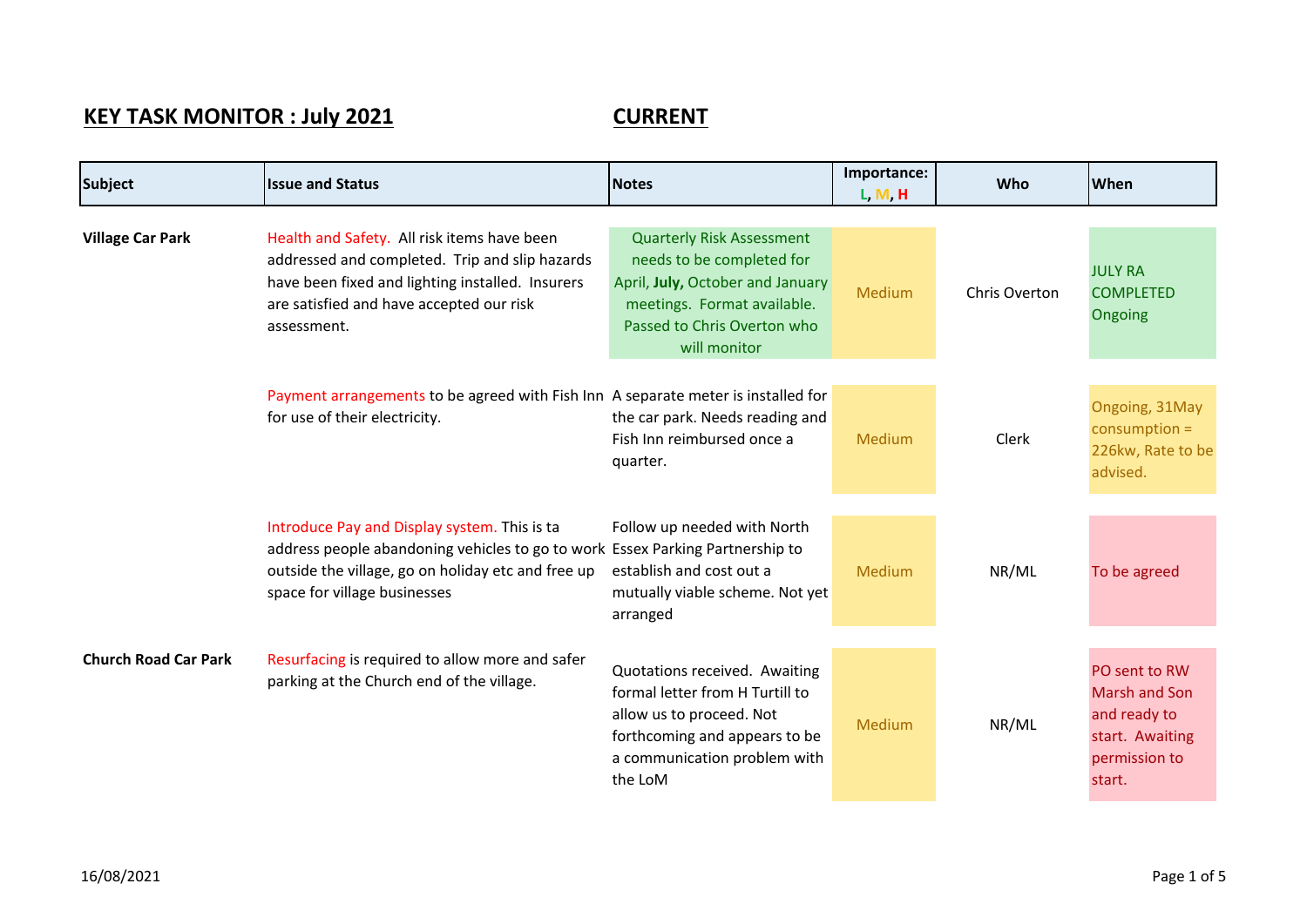# KEY TASK MONITOR : July 2021 CURRENT

| Subject | Issue and Status | Notes | Importance: L, M, H | Who | When |
|---|---|---|---|---|---|
| **Village Car Park** | Health and Safety. All risk items have been addressed and completed. Trip and slip hazards have been fixed and lighting installed. Insurers are satisfied and have accepted our risk assessment. | Quarterly Risk Assessment needs to be completed for April, **July,** October and January meetings. Format available. Passed to Chris Overton who will monitor | Medium | Chris Overton | JULY RA COMPLETED Ongoing |
| | Payment arrangements to be agreed with Fish Inn for use of their electricity. | A separate meter is installed for the car park. Needs reading and Fish Inn reimbursed once a quarter. | Medium | Clerk | Ongoing, 31May consumption = 226kw, Rate to be advised. |
| | Introduce Pay and Display system. This is ta address people abandoning vehicles to go to work outside the village, go on holiday etc and free up space for village businesses | Follow up needed with North Essex Parking Partnership to establish and cost out a mutually viable scheme. Not yet arranged | Medium | NR/ML | To be agreed |
| **Church Road Car Park** | Resurfacing is required to allow more and safer parking at the Church end of the village. | Quotations received. Awaiting formal letter from H Turtill to allow us to proceed. Not forthcoming and appears to be a communication problem with the LoM | Medium | NR/ML | PO sent to RW Marsh and Son and ready to start. Awaiting permission to start. |

16/08/2021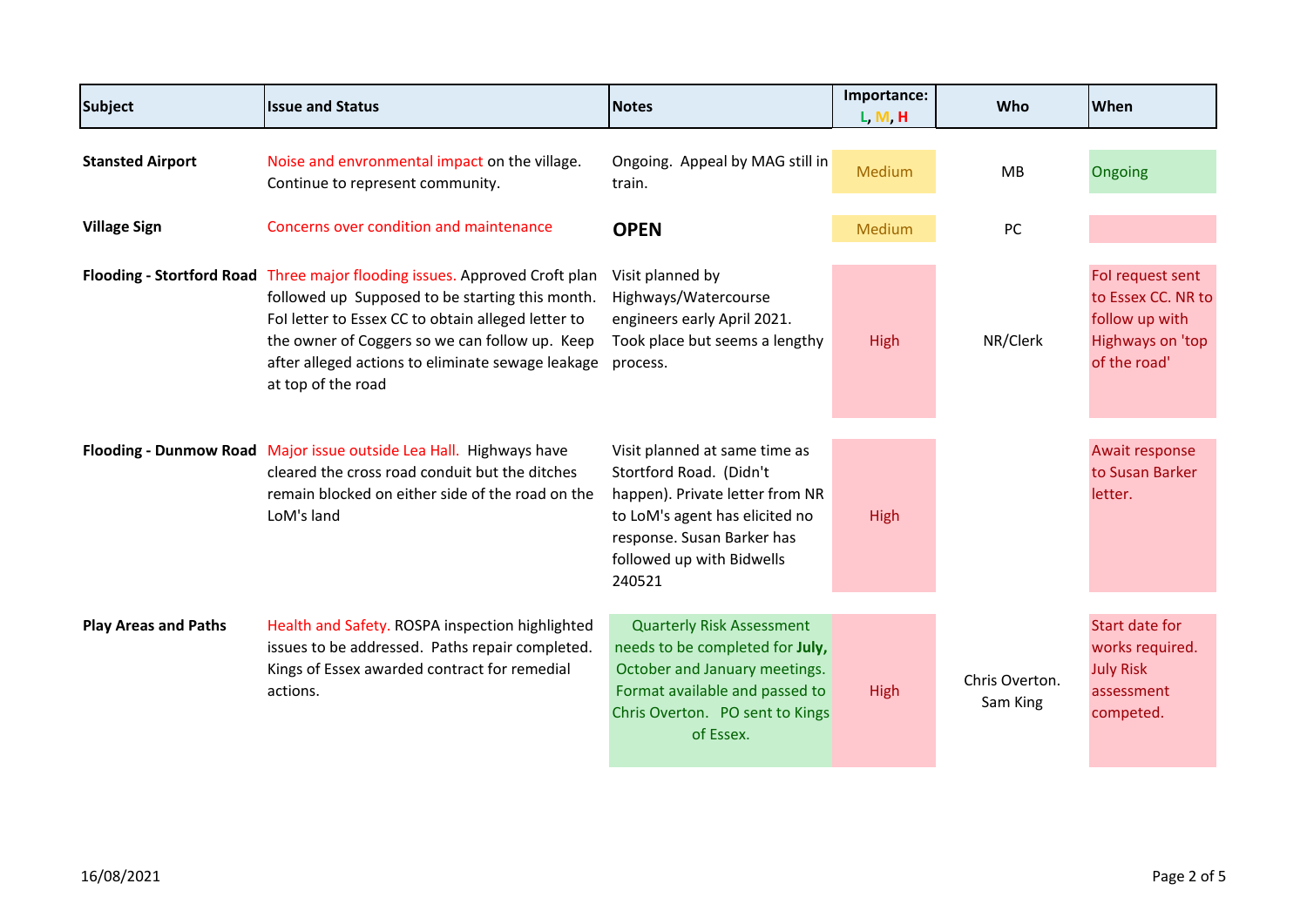| Subject | Issue and Status | Notes | Importance: L, M, H | Who | When |
|---|---|---|---|---|---|
| **Stansted Airport** | Noise and envronmental impact on the village. Continue to represent community. | Ongoing. Appeal by MAG still in train. | Medium | MB | Ongoing |
| **Village Sign** | Concerns over condition and maintenance | **OPEN** | Medium | PC | |
| **Flooding - Stortford Road** | Three major flooding issues. Approved Croft plan followed up Supposed to be starting this month. FoI letter to Essex CC to obtain alleged letter to the owner of Coggers so we can follow up. Keep after alleged actions to eliminate sewage leakage at top of the road | Visit planned by Highways/Watercourse engineers early April 2021. Took place but seems a lengthy process. | High | NR/Clerk | FoI request sent to Essex CC. NR to follow up with Highways on 'top of the road' |
| **Flooding - Dunmow Road** | Major issue outside Lea Hall. Highways have cleared the cross road conduit but the ditches remain blocked on either side of the road on the LoM's land | Visit planned at same time as Stortford Road. (Didn't happen). Private letter from NR to LoM's agent has elicited no response. Susan Barker has followed up with Bidwells 240521 | High | | Await response to Susan Barker letter. |
| **Play Areas and Paths** | Health and Safety. ROSPA inspection highlighted issues to be addressed. Paths repair completed. Kings of Essex awarded contract for remedial actions. | Quarterly Risk Assessment needs to be completed for **July,** October and January meetings. Format available and passed to Chris Overton. PO sent to Kings of Essex. | High | Chris Overton. Sam King | Start date for works required. July Risk assessment competed. |

16/08/2021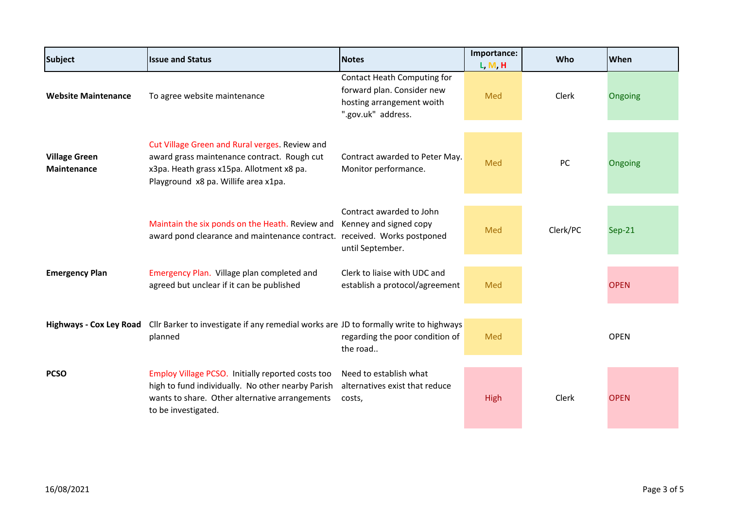| Subject | Issue and Status | Notes | Importance: L, M, H | Who | When |
|---|---|---|---|---|---|
| **Website Maintenance** | To agree website maintenance | Contact Heath Computing for forward plan. Consider new hosting arrangement woith ".gov.uk" address. | Med | Clerk | Ongoing |
| **Village Green Maintenance** | Cut Village Green and Rural verges. Review and award grass maintenance contract. Rough cut x3pa. Heath grass x15pa. Allotment x8 pa. Playground x8 pa. Willife area x1pa. | Contract awarded to Peter May. Monitor performance. | Med | PC | Ongoing |
| | Maintain the six ponds on the Heath. Review and award pond clearance and maintenance contract. | Contract awarded to John Kenney and signed copy received. Works postponed until September. | Med | Clerk/PC | Sep-21 |
| **Emergency Plan** | Emergency Plan. Village plan completed and agreed but unclear if it can be published | Clerk to liaise with UDC and establish a protocol/agreement | Med | | OPEN |
| **Highways - Cox Ley Road** | Cllr Barker to investigate if any remedial works are planned | JD to formally write to highways regarding the poor condition of the road.. | Med | | OPEN |
| **PCSO** | Employ Village PCSO. Initially reported costs too high to fund individually. No other nearby Parish wants to share. Other alternative arrangements to be investigated. | Need to establish what alternatives exist that reduce costs, | High | Clerk | OPEN |

16/08/2021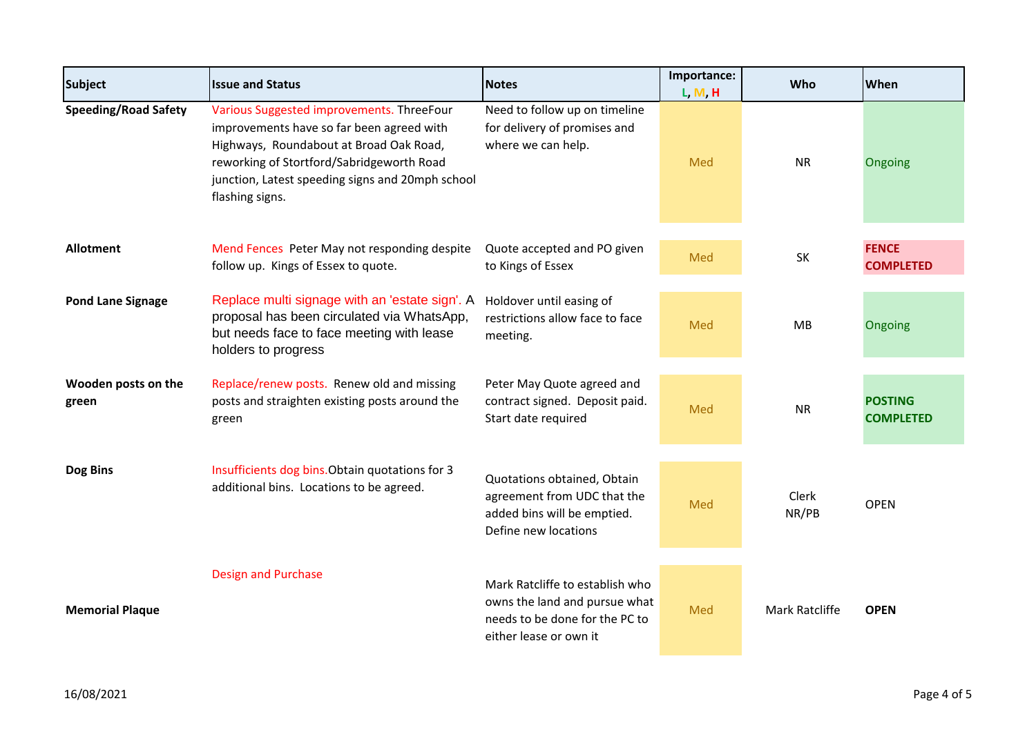| Subject | Issue and Status | Notes | Importance: L, M, H | Who | When |
|---|---|---|---|---|---|
| **Speeding/Road Safety** | Various Suggested improvements. ThreeFour improvements have so far been agreed with Highways, Roundabout at Broad Oak Road, reworking of Stortford/Sabridgeworth Road junction, Latest speeding signs and 20mph school flashing signs. | Need to follow up on timeline for delivery of promises and where we can help. | Med | NR | Ongoing |
| **Allotment** | Mend Fences Peter May not responding despite follow up. Kings of Essex to quote. | Quote accepted and PO given to Kings of Essex | Med | SK | **FENCE COMPLETED** |
| **Pond Lane Signage** | Replace multi signage with an 'estate sign'. A proposal has been circulated via WhatsApp, but needs face to face meeting with lease holders to progress | Holdover until easing of restrictions allow face to face meeting. | Med | MB | Ongoing |
| **Wooden posts on the green** | Replace/renew posts. Renew old and missing posts and straighten existing posts around the green | Peter May Quote agreed and contract signed. Deposit paid. Start date required | Med | NR | **POSTING COMPLETED** |
| **Dog Bins** | Insufficients dog bins.Obtain quotations for 3 additional bins. Locations to be agreed. | Quotations obtained, Obtain agreement from UDC that the added bins will be emptied. Define new locations | Med | Clerk NR/PB | OPEN |
| **Memorial Plaque** | Design and Purchase | Mark Ratcliffe to establish who owns the land and pursue what needs to be done for the PC to either lease or own it | Med | Mark Ratcliffe | **OPEN** |

16/08/2021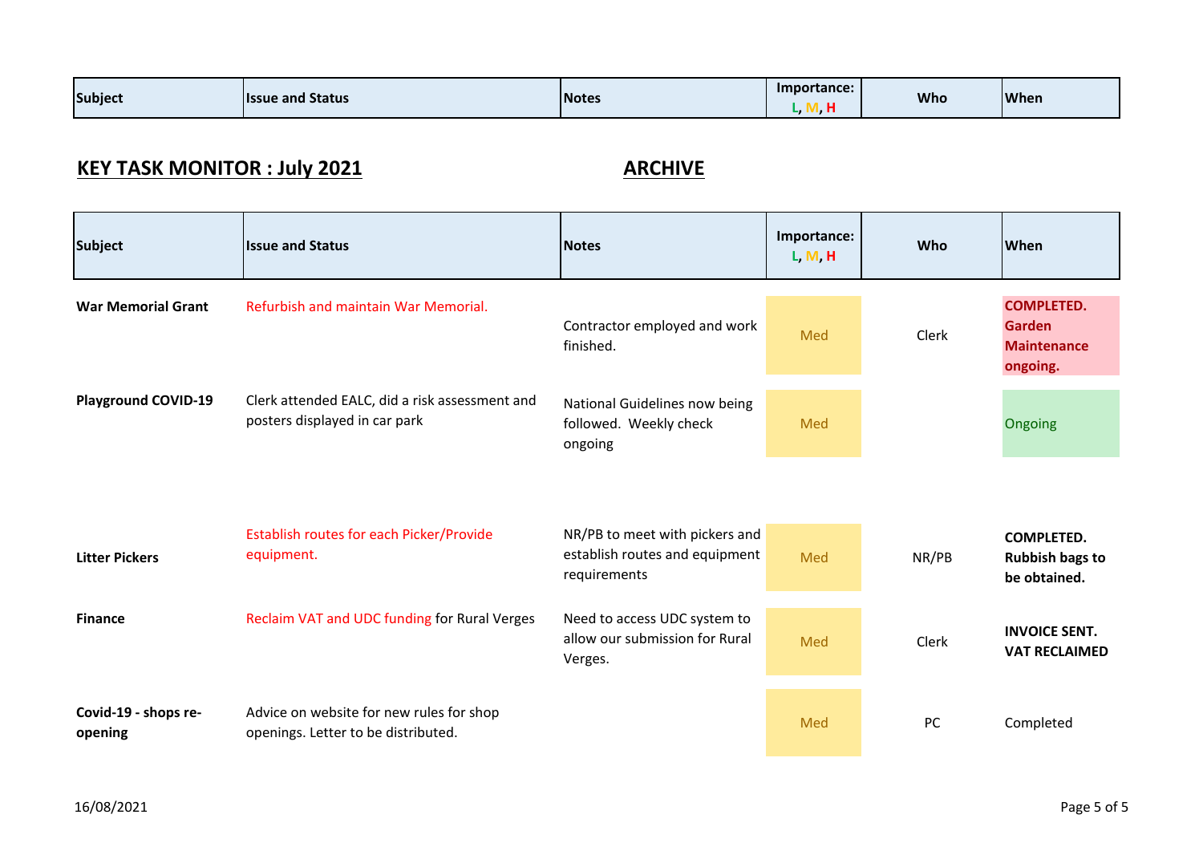| Subject | Issue and Status | Notes | Importance: L, M, H | Who | When |
| --- | --- | --- | --- | --- | --- |

## KEY TASK MONITOR : July 2021

## ARCHIVE

| Subject | Issue and Status | Notes | Importance: L, M, H | Who | When |
| --- | --- | --- | --- | --- | --- |
| **War Memorial Grant** | Refurbish and maintain War Memorial. | Contractor employed and work finished. | Med | Clerk | **COMPLETED. Garden Maintenance ongoing.** |
| **Playground COVID-19** | Clerk attended EALC, did a risk assessment and posters displayed in car park | National Guidelines now being followed. Weekly check ongoing | Med | | Ongoing |
| **Litter Pickers** | Establish routes for each Picker/Provide equipment. | NR/PB to meet with pickers and establish routes and equipment requirements | Med | NR/PB | **COMPLETED. Rubbish bags to be obtained.** |
| **Finance** | Reclaim VAT and UDC funding for Rural Verges | Need to access UDC system to allow our submission for Rural Verges. | Med | Clerk | **INVOICE SENT. VAT RECLAIMED** |
| **Covid-19 - shops re-opening** | Advice on website for new rules for shop openings. Letter to be distributed. | | Med | PC | Completed |

16/08/2021